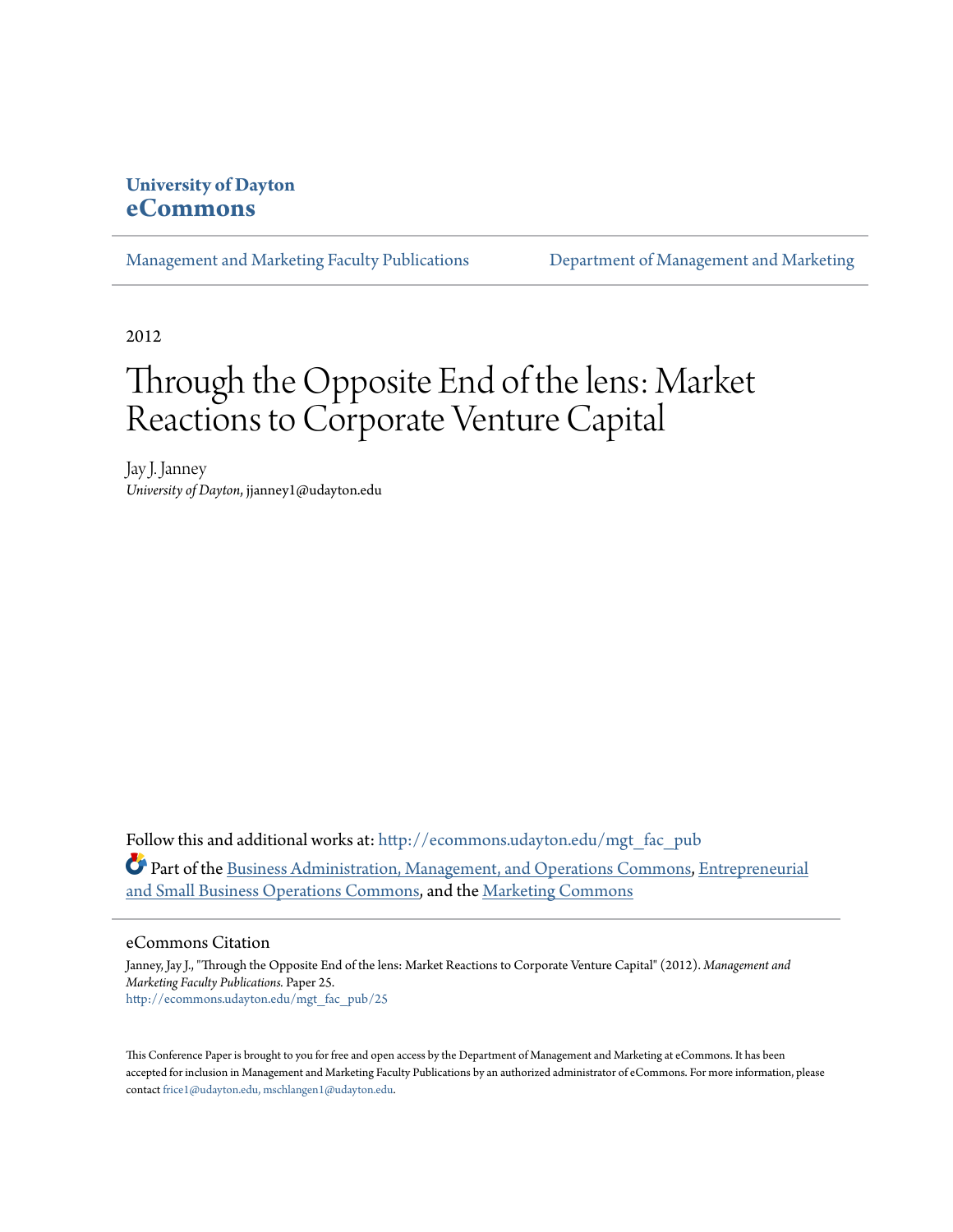University of Dayton
**eCommons**

Management and Marketing Faculty Publications | Department of Management and Marketing

2012

# Through the Opposite End of the lens: Market Reactions to Corporate Venture Capital

Jay J. Janney
*University of Dayton*, jjanney1@udayton.edu

Follow this and additional works at: http://ecommons.udayton.edu/mgt_fac_pub

Part of the Business Administration, Management, and Operations Commons, Entrepreneurial and Small Business Operations Commons, and the Marketing Commons

## eCommons Citation

Janney, Jay J., "Through the Opposite End of the lens: Market Reactions to Corporate Venture Capital" (2012). *Management and Marketing Faculty Publications.* Paper 25.
http://ecommons.udayton.edu/mgt_fac_pub/25

This Conference Paper is brought to you for free and open access by the Department of Management and Marketing at eCommons. It has been accepted for inclusion in Management and Marketing Faculty Publications by an authorized administrator of eCommons. For more information, please contact frice1@udayton.edu, mschlangen1@udayton.edu.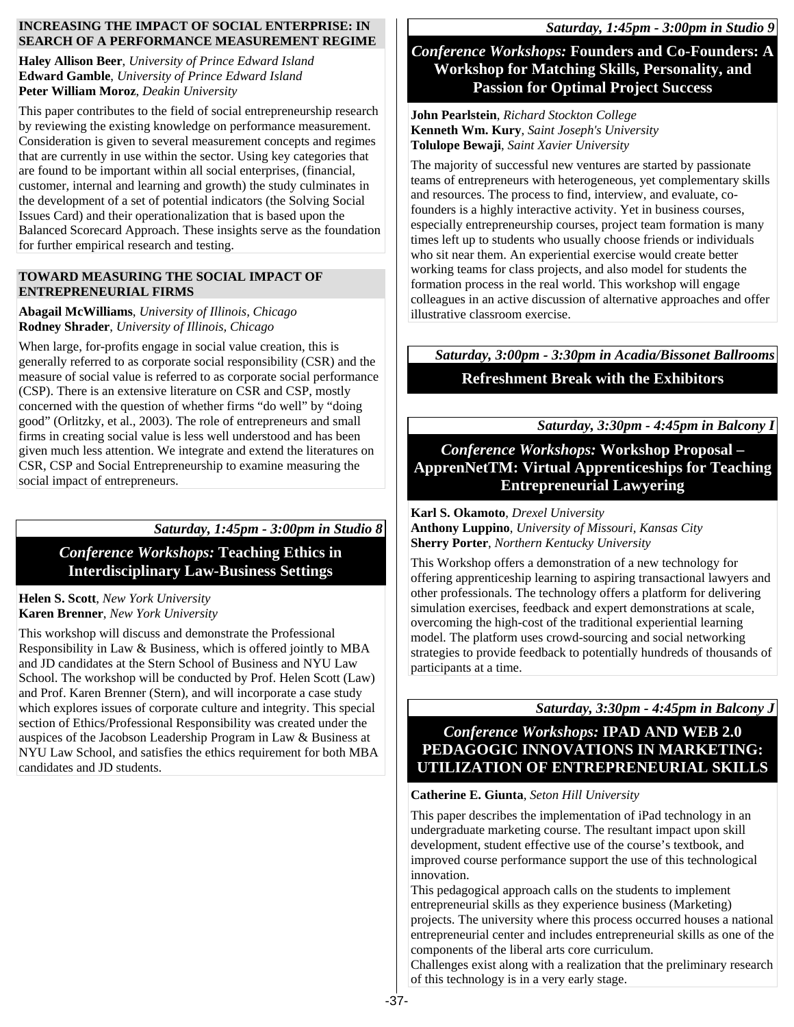### INCREASING THE IMPACT OF SOCIAL ENTERPRISE: IN SEARCH OF A PERFORMANCE MEASUREMENT REGIME

**Haley Allison Beer**, *University of Prince Edward Island*
**Edward Gamble**, *University of Prince Edward Island*
**Peter William Moroz**, *Deakin University*

This paper contributes to the field of social entrepreneurship research by reviewing the existing knowledge on performance measurement. Consideration is given to several measurement concepts and regimes that are currently in use within the sector. Using key categories that are found to be important within all social enterprises, (financial, customer, internal and learning and growth) the study culminates in the development of a set of potential indicators (the Solving Social Issues Card) and their operationalization that is based upon the Balanced Scorecard Approach. These insights serve as the foundation for further empirical research and testing.

### TOWARD MEASURING THE SOCIAL IMPACT OF ENTREPRENEURIAL FIRMS

**Abagail McWilliams**, *University of Illinois, Chicago*
**Rodney Shrader**, *University of Illinois, Chicago*

When large, for-profits engage in social value creation, this is generally referred to as corporate social responsibility (CSR) and the measure of social value is referred to as corporate social performance (CSP). There is an extensive literature on CSR and CSP, mostly concerned with the question of whether firms "do well" by "doing good" (Orlitzky, et al., 2003). The role of entrepreneurs and small firms in creating social value is less well understood and has been given much less attention. We integrate and extend the literatures on CSR, CSP and Social Entrepreneurship to examine measuring the social impact of entrepreneurs.

*Saturday, 1:45pm - 3:00pm in Studio 8*

## *Conference Workshops:* Teaching Ethics in Interdisciplinary Law-Business Settings

**Helen S. Scott**, *New York University*
**Karen Brenner**, *New York University*

This workshop will discuss and demonstrate the Professional Responsibility in Law & Business, which is offered jointly to MBA and JD candidates at the Stern School of Business and NYU Law School. The workshop will be conducted by Prof. Helen Scott (Law) and Prof. Karen Brenner (Stern), and will incorporate a case study which explores issues of corporate culture and integrity. This special section of Ethics/Professional Responsibility was created under the auspices of the Jacobson Leadership Program in Law & Business at NYU Law School, and satisfies the ethics requirement for both MBA candidates and JD students.

*Saturday, 1:45pm - 3:00pm in Studio 9*

## *Conference Workshops:* Founders and Co-Founders: A Workshop for Matching Skills, Personality, and Passion for Optimal Project Success

**John Pearlstein**, *Richard Stockton College*
**Kenneth Wm. Kury**, *Saint Joseph's University*
**Tolulope Bewaji**, *Saint Xavier University*

The majority of successful new ventures are started by passionate teams of entrepreneurs with heterogeneous, yet complementary skills and resources. The process to find, interview, and evaluate, co-founders is a highly interactive activity. Yet in business courses, especially entrepreneurship courses, project team formation is many times left up to students who usually choose friends or individuals who sit near them. An experiential exercise would create better working teams for class projects, and also model for students the formation process in the real world. This workshop will engage colleagues in an active discussion of alternative approaches and offer illustrative classroom exercise.

*Saturday, 3:00pm - 3:30pm in Acadia/Bissonet Ballrooms*

## Refreshment Break with the Exhibitors

*Saturday, 3:30pm - 4:45pm in Balcony I*

## *Conference Workshops:* Workshop Proposal – ApprenNetTM: Virtual Apprenticeships for Teaching Entrepreneurial Lawyering

**Karl S. Okamoto**, *Drexel University*
**Anthony Luppino**, *University of Missouri, Kansas City*
**Sherry Porter**, *Northern Kentucky University*

This Workshop offers a demonstration of a new technology for offering apprenticeship learning to aspiring transactional lawyers and other professionals. The technology offers a platform for delivering simulation exercises, feedback and expert demonstrations at scale, overcoming the high-cost of the traditional experiential learning model. The platform uses crowd-sourcing and social networking strategies to provide feedback to potentially hundreds of thousands of participants at a time.

*Saturday, 3:30pm - 4:45pm in Balcony J*

## *Conference Workshops:* IPAD AND WEB 2.0 PEDAGOGIC INNOVATIONS IN MARKETING: UTILIZATION OF ENTREPRENEURIAL SKILLS

**Catherine E. Giunta**, *Seton Hill University*

This paper describes the implementation of iPad technology in an undergraduate marketing course. The resultant impact upon skill development, student effective use of the course's textbook, and improved course performance support the use of this technological innovation.
This pedagogical approach calls on the students to implement entrepreneurial skills as they experience business (Marketing) projects. The university where this process occurred houses a national entrepreneurial center and includes entrepreneurial skills as one of the components of the liberal arts core curriculum.
Challenges exist along with a realization that the preliminary research of this technology is in a very early stage.